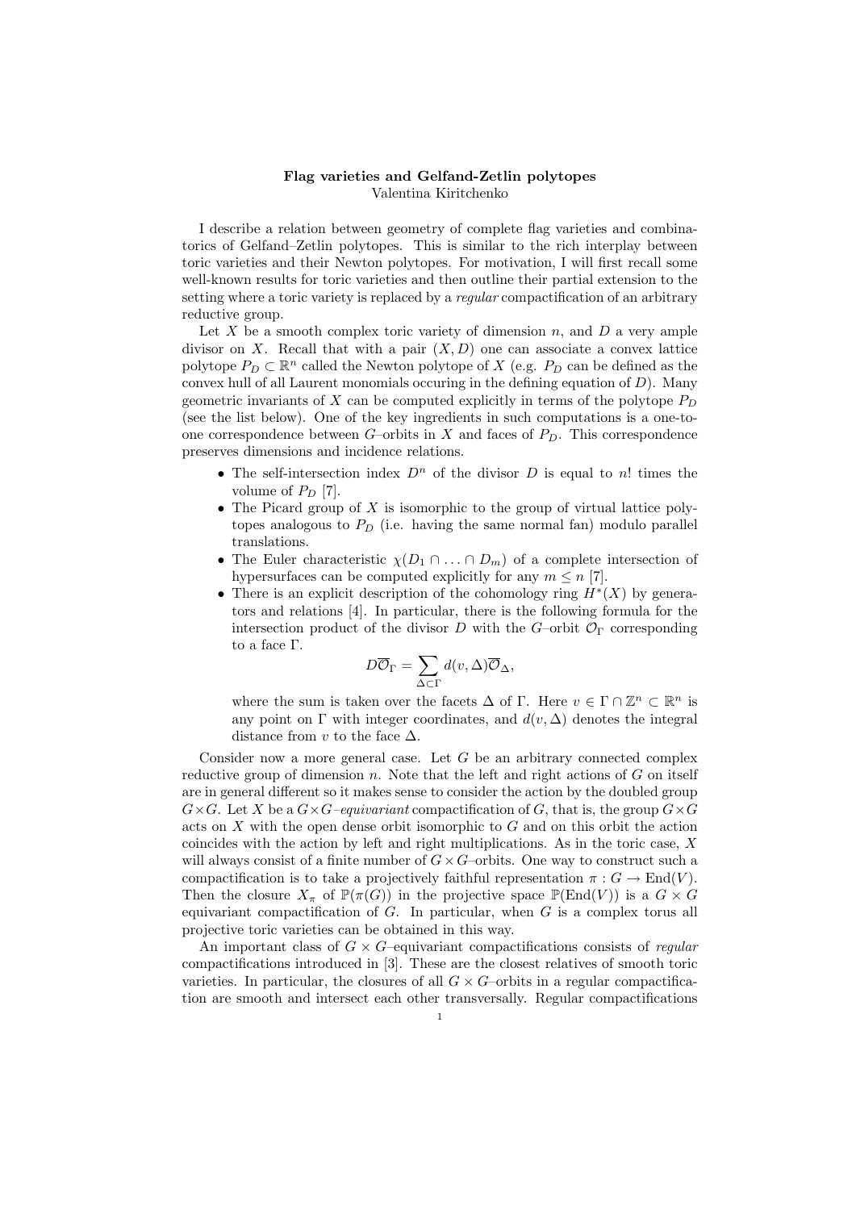**Flag varieties and Gelfand-Zetlin polytopes**
Valentina Kiritchenko

I describe a relation between geometry of complete flag varieties and combinatorics of Gelfand–Zetlin polytopes. This is similar to the rich interplay between toric varieties and their Newton polytopes. For motivation, I will first recall some well-known results for toric varieties and then outline their partial extension to the setting where a toric variety is replaced by a *regular* compactification of an arbitrary reductive group.

Let $X$ be a smooth complex toric variety of dimension $n$, and $D$ a very ample divisor on $X$. Recall that with a pair $(X, D)$ one can associate a convex lattice polytope $P_D \subset \mathbb{R}^n$ called the Newton polytope of $X$ (e.g. $P_D$ can be defined as the convex hull of all Laurent monomials occuring in the defining equation of $D$). Many geometric invariants of $X$ can be computed explicitly in terms of the polytope $P_D$ (see the list below). One of the key ingredients in such computations is a one-to-one correspondence between $G$–orbits in $X$ and faces of $P_D$. This correspondence preserves dimensions and incidence relations.

- The self-intersection index $D^n$ of the divisor $D$ is equal to $n!$ times the volume of $P_D$ [7].
- The Picard group of $X$ is isomorphic to the group of virtual lattice polytopes analogous to $P_D$ (i.e. having the same normal fan) modulo parallel translations.
- The Euler characteristic $\chi(D_1 \cap \ldots \cap D_m)$ of a complete intersection of hypersurfaces can be computed explicitly for any $m \leq n$ [7].
- There is an explicit description of the cohomology ring $H^*(X)$ by generators and relations [4]. In particular, there is the following formula for the intersection product of the divisor $D$ with the $G$–orbit $\mathcal{O}_\Gamma$ corresponding to a face $\Gamma$.
$$D\overline{\mathcal{O}}_\Gamma = \sum_{\Delta \subset \Gamma} d(v, \Delta)\overline{\mathcal{O}}_\Delta,$$
where the sum is taken over the facets $\Delta$ of $\Gamma$. Here $v \in \Gamma \cap \mathbb{Z}^n \subset \mathbb{R}^n$ is any point on $\Gamma$ with integer coordinates, and $d(v, \Delta)$ denotes the integral distance from $v$ to the face $\Delta$.

Consider now a more general case. Let $G$ be an arbitrary connected complex reductive group of dimension $n$. Note that the left and right actions of $G$ on itself are in general different so it makes sense to consider the action by the doubled group $G \times G$. Let $X$ be a $G \times G$*–equivariant* compactification of $G$, that is, the group $G \times G$ acts on $X$ with the open dense orbit isomorphic to $G$ and on this orbit the action coincides with the action by left and right multiplications. As in the toric case, $X$ will always consist of a finite number of $G \times G$–orbits. One way to construct such a compactification is to take a projectively faithful representation $\pi : G \to \mathrm{End}(V)$. Then the closure $X_\pi$ of $\mathbb{P}(\pi(G))$ in the projective space $\mathbb{P}(\mathrm{End}(V))$ is a $G \times G$ equivariant compactification of $G$. In particular, when $G$ is a complex torus all projective toric varieties can be obtained in this way.

An important class of $G \times G$–equivariant compactifications consists of *regular* compactifications introduced in [3]. These are the closest relatives of smooth toric varieties. In particular, the closures of all $G \times G$–orbits in a regular compactification are smooth and intersect each other transversally. Regular compactifications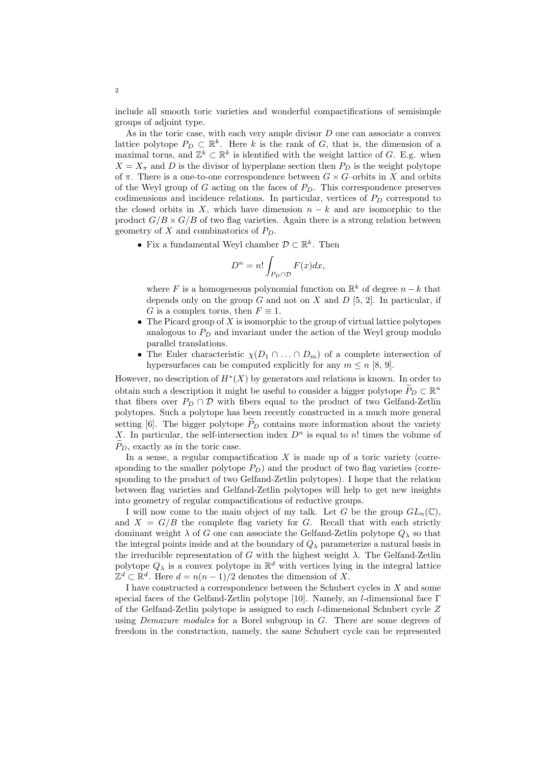include all smooth toric varieties and wonderful compactifications of semisimple groups of adjoint type.

As in the toric case, with each very ample divisor $D$ one can associate a convex lattice polytope $P_D \subset \mathbb{R}^k$. Here $k$ is the rank of $G$, that is, the dimension of a maximal torus, and $\mathbb{Z}^k \subset \mathbb{R}^k$ is identified with the weight lattice of $G$. E.g. when $X = X_\pi$ and $D$ is the divisor of hyperplane section then $P_D$ is the weight polytope of $\pi$. There is a one-to-one correspondence between $G \times G$–orbits in $X$ and orbits of the Weyl group of $G$ acting on the faces of $P_D$. This correspondence preserves codimensions and incidence relations. In particular, vertices of $P_D$ correspond to the closed orbits in $X$, which have dimension $n - k$ and are isomorphic to the product $G/B \times G/B$ of two flag varieties. Again there is a strong relation between geometry of $X$ and combinatorics of $P_D$.

- Fix a fundamental Weyl chamber $\mathcal{D} \subset \mathbb{R}^k$. Then
$$D^n = n! \int_{P_D \cap \mathcal{D}} F(x)dx,$$
where $F$ is a homogeneous polynomial function on $\mathbb{R}^k$ of degree $n - k$ that depends only on the group $G$ and not on $X$ and $D$ [5, 2]. In particular, if $G$ is a complex torus, then $F \equiv 1$.
- The Picard group of $X$ is isomorphic to the group of virtual lattice polytopes analogous to $P_D$ and invariant under the action of the Weyl group modulo parallel translations.
- The Euler characteristic $\chi(D_1 \cap \ldots \cap D_m)$ of a complete intersection of hypersurfaces can be computed explicitly for any $m \leq n$ [8, 9].

However, no description of $H^*(X)$ by generators and relations is known. In order to obtain such a description it might be useful to consider a bigger polytope $\widetilde{P}_D \subset \mathbb{R}^n$ that fibers over $P_D \cap \mathcal{D}$ with fibers equal to the product of two Gelfand-Zetlin polytopes. Such a polytope has been recently constructed in a much more general setting [6]. The bigger polytope $\widetilde{P}_D$ contains more information about the variety $X$. In particular, the self-intersection index $D^n$ is equal to $n!$ times the volume of $\widetilde{P}_D$, exactly as in the toric case.

In a sense, a regular compactification $X$ is made up of a toric variety (corresponding to the smaller polytope $P_D$) and the product of two flag varieties (corresponding to the product of two Gelfand-Zetlin polytopes). I hope that the relation between flag varieties and Gelfand-Zetlin polytopes will help to get new insights into geometry of regular compactifications of reductive groups.

I will now come to the main object of my talk. Let $G$ be the group $GL_n(\mathbb{C})$, and $X = G/B$ the complete flag variety for $G$. Recall that with each strictly dominant weight $\lambda$ of $G$ one can associate the Gelfand-Zetlin polytope $Q_\lambda$ so that the integral points inside and at the boundary of $Q_\lambda$ parameterize a natural basis in the irreducible representation of $G$ with the highest weight $\lambda$. The Gelfand-Zetlin polytope $Q_\lambda$ is a convex polytope in $\mathbb{R}^d$ with vertices lying in the integral lattice $\mathbb{Z}^d \subset \mathbb{R}^d$. Here $d = n(n-1)/2$ denotes the dimension of $X$.

I have constructed a correspondence between the Schubert cycles in $X$ and some special faces of the Gelfand-Zetlin polytope [10]. Namely, an $l$-dimensional face $\Gamma$ of the Gelfand-Zetlin polytope is assigned to each $l$-dimensional Schubert cycle $Z$ using *Demazure modules* for a Borel subgroup in $G$. There are some degrees of freedom in the construction, namely, the same Schubert cycle can be represented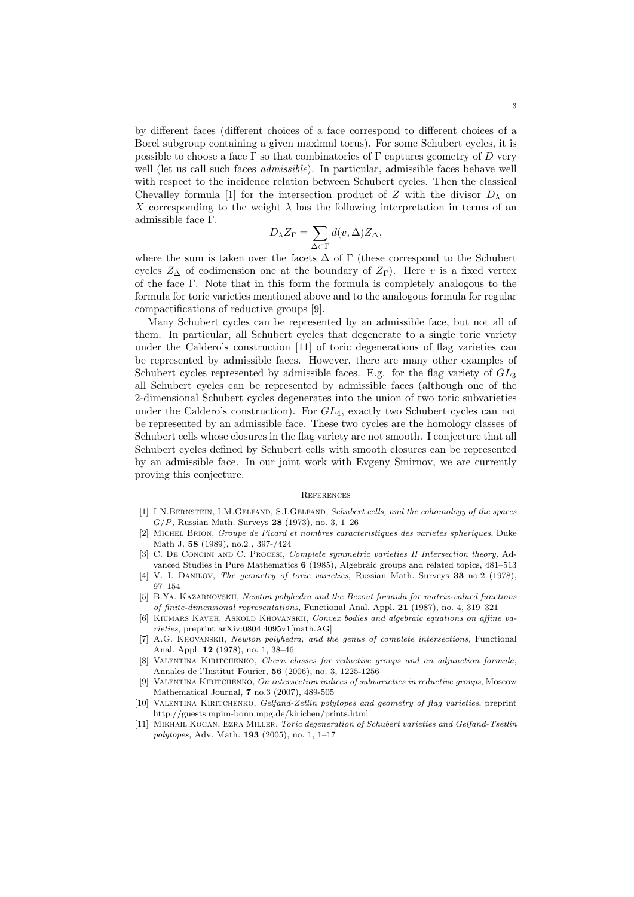by different faces (different choices of a face correspond to different choices of a Borel subgroup containing a given maximal torus). For some Schubert cycles, it is possible to choose a face $\Gamma$ so that combinatorics of $\Gamma$ captures geometry of $D$ very well (let us call such faces *admissible*). In particular, admissible faces behave well with respect to the incidence relation between Schubert cycles. Then the classical Chevalley formula [1] for the intersection product of $Z$ with the divisor $D_\lambda$ on $X$ corresponding to the weight $\lambda$ has the following interpretation in terms of an admissible face $\Gamma$.

$$D_\lambda Z_\Gamma = \sum_{\Delta\subset\Gamma} d(v,\Delta) Z_\Delta,$$

where the sum is taken over the facets $\Delta$ of $\Gamma$ (these correspond to the Schubert cycles $Z_\Delta$ of codimension one at the boundary of $Z_\Gamma$). Here $v$ is a fixed vertex of the face $\Gamma$. Note that in this form the formula is completely analogous to the formula for toric varieties mentioned above and to the analogous formula for regular compactifications of reductive groups [9].

Many Schubert cycles can be represented by an admissible face, but not all of them. In particular, all Schubert cycles that degenerate to a single toric variety under the Caldero's construction [11] of toric degenerations of flag varieties can be represented by admissible faces. However, there are many other examples of Schubert cycles represented by admissible faces. E.g. for the flag variety of $GL_3$ all Schubert cycles can be represented by admissible faces (although one of the 2-dimensional Schubert cycles degenerates into the union of two toric subvarieties under the Caldero's construction). For $GL_4$, exactly two Schubert cycles can not be represented by an admissible face. These two cycles are the homology classes of Schubert cells whose closures in the flag variety are not smooth. I conjecture that all Schubert cycles defined by Schubert cells with smooth closures can be represented by an admissible face. In our joint work with Evgeny Smirnov, we are currently proving this conjecture.

## References

[1] I.N.Bernstein, I.M.Gelfand, S.I.Gelfand, *Schubert cells, and the cohomology of the spaces $G/P$,* Russian Math. Surveys **28** (1973), no. 3, 1–26

[2] Michel Brion, *Groupe de Picard et nombres caracteristiques des varietes spheriques*, Duke Math J. **58** (1989), no.2 , 397-/424

[3] C. De Concini and C. Procesi, *Complete symmetric varieties II Intersection theory,* Advanced Studies in Pure Mathematics **6** (1985), Algebraic groups and related topics, 481–513

[4] V. I. Danilov, *The geometry of toric varieties*, Russian Math. Surveys **33** no.2 (1978), 97–154

[5] B.Ya. Kazarnovskii, *Newton polyhedra and the Bezout formula for matrix-valued functions of finite-dimensional representations,* Functional Anal. Appl. **21** (1987), no. 4, 319–321

[6] Kiumars Kaveh, Askold Khovanskii, *Convex bodies and algebraic equations on affine varieties*, preprint arXiv:0804.4095v1[math.AG]

[7] A.G. Khovanskii, *Newton polyhedra, and the genus of complete intersections,* Functional Anal. Appl. **12** (1978), no. 1, 38–46

[8] Valentina Kiritchenko, *Chern classes for reductive groups and an adjunction formula*, Annales de l'Institut Fourier, **56** (2006), no. 3, 1225-1256

[9] Valentina Kiritchenko, *On intersection indices of subvarieties in reductive groups*, Moscow Mathematical Journal, **7** no.3 (2007), 489-505

[10] Valentina Kiritchenko, *Gelfand-Zetlin polytopes and geometry of flag varieties*, preprint http://guests.mpim-bonn.mpg.de/kirichen/prints.html

[11] Mikhail Kogan, Ezra Miller, *Toric degeneration of Schubert varieties and Gelfand-Tsetlin polytopes,* Adv. Math. **193** (2005), no. 1, 1–17